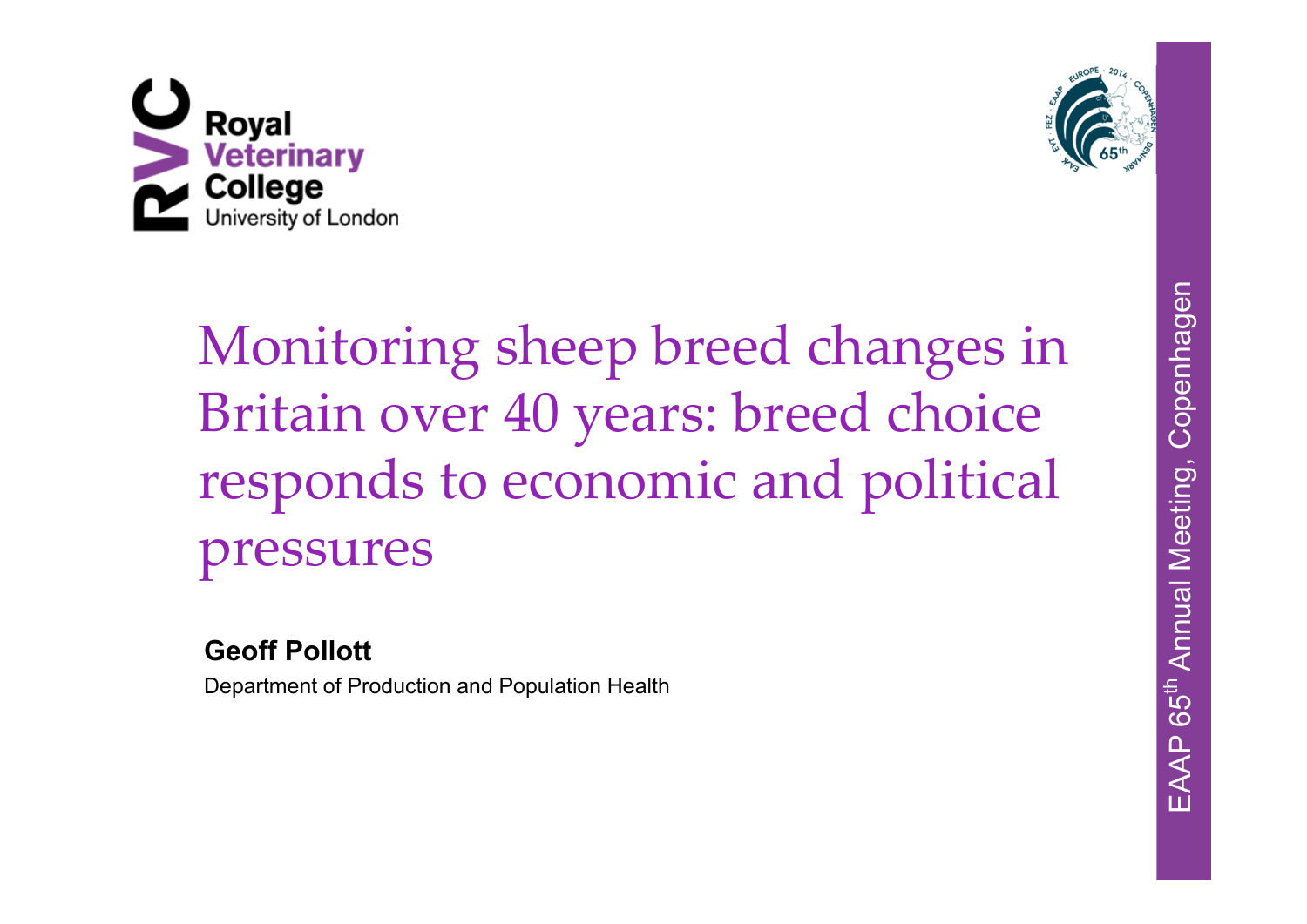Royal Veterinary College
University of London

# Monitoring sheep breed changes in Britain over 40 years: breed choice responds to economic and political pressures

**Geoff Pollott**

Department of Production and Population Health

EAAP 65th Annual Meeting, Copenhagen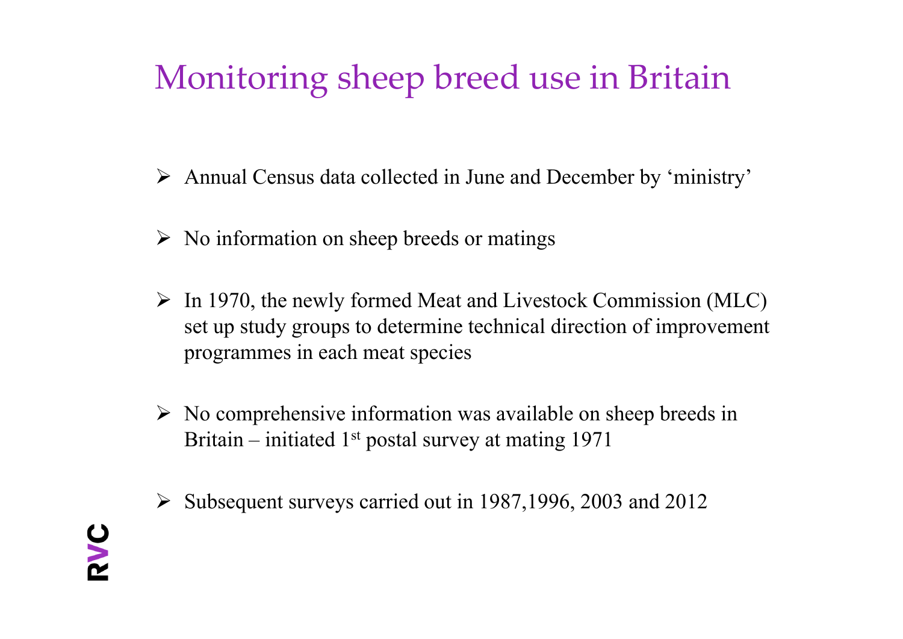# Monitoring sheep breed use in Britain

- Annual Census data collected in June and December by ‘ministry’
- No information on sheep breeds or matings
- In 1970, the newly formed Meat and Livestock Commission (MLC) set up study groups to determine technical direction of improvement programmes in each meat species
- No comprehensive information was available on sheep breeds in Britain – initiated 1st postal survey at mating 1971
- Subsequent surveys carried out in 1987,1996, 2003 and 2012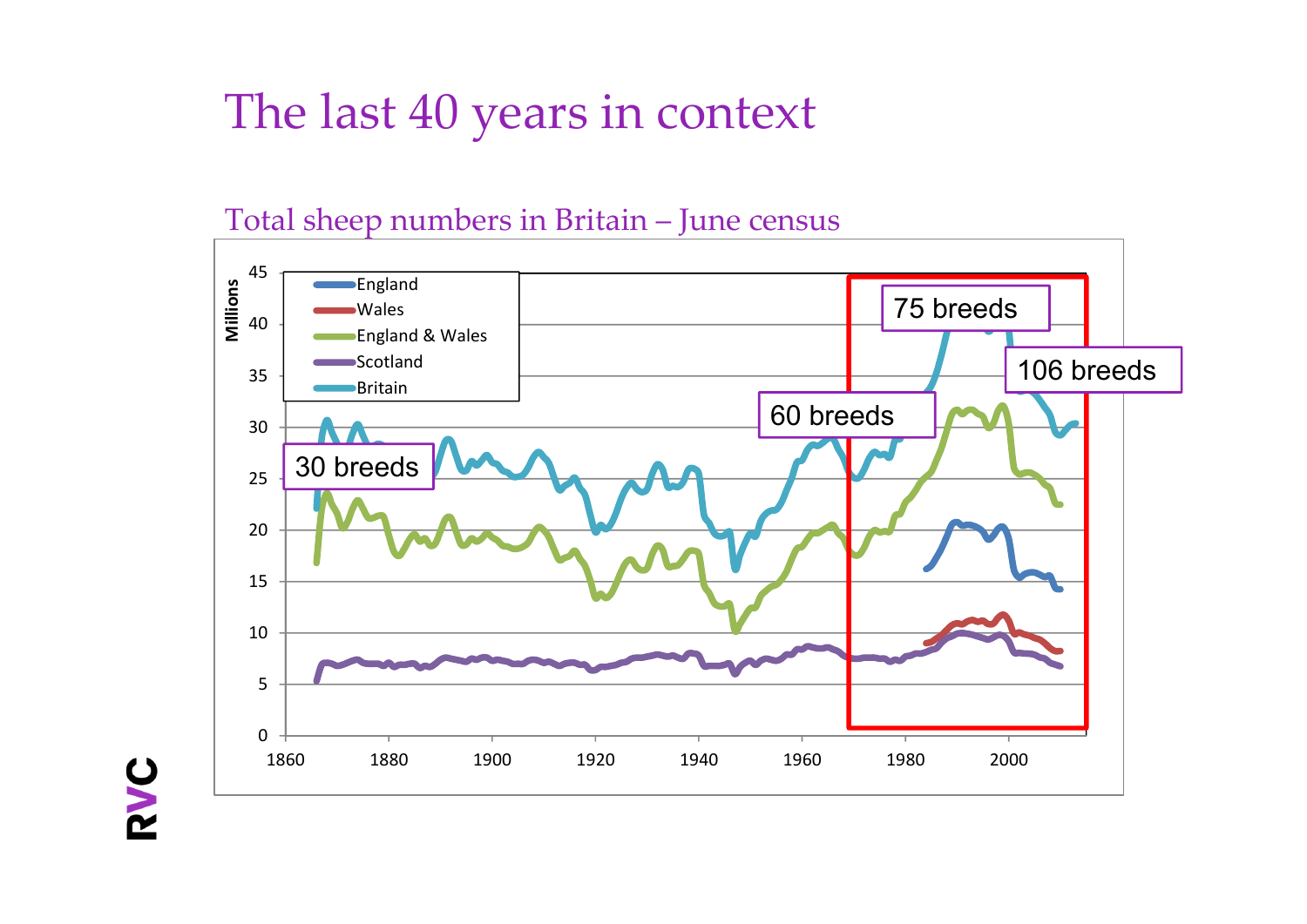# The last 40 years in context

Total sheep numbers in Britain – June census

Millions

45
40
35
30
25
20
15
10
5
0

1860 1880 1900 1920 1940 1960 1980 2000

England
Wales
England & Wales
Scotland
Britain

30 breeds

60 breeds

75 breeds

106 breeds

RVC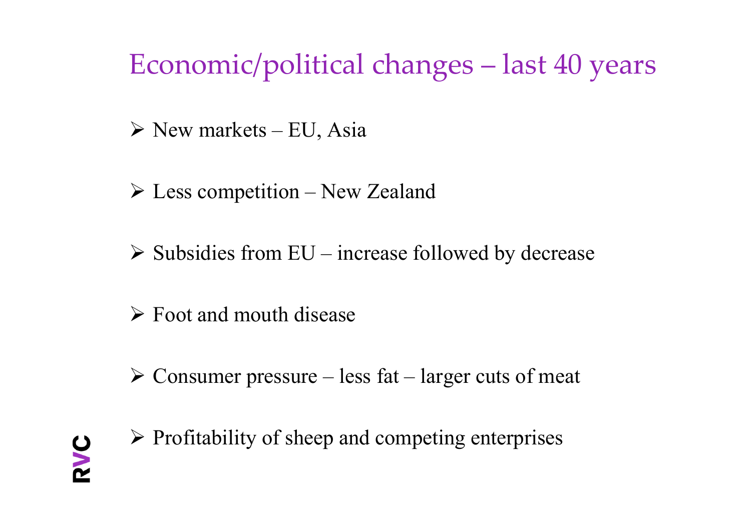# Economic/political changes – last 40 years

- New markets – EU, Asia
- Less competition – New Zealand
- Subsidies from EU – increase followed by decrease
- Foot and mouth disease
- Consumer pressure – less fat – larger cuts of meat
- Profitability of sheep and competing enterprises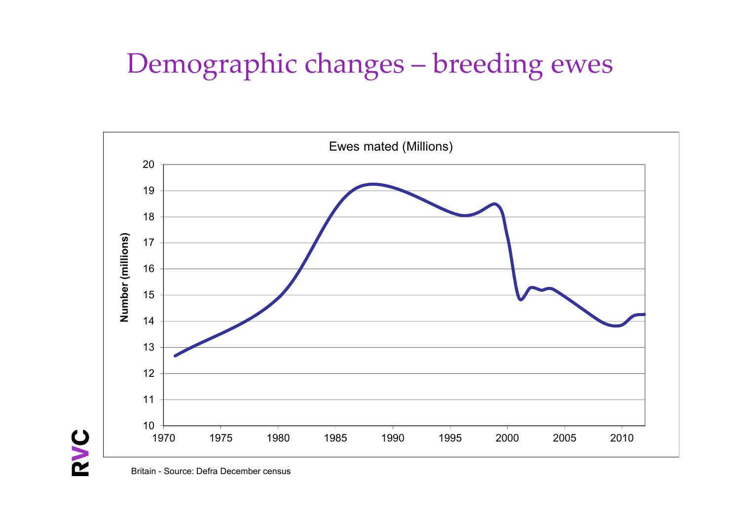# Demographic changes – breeding ewes

Ewes mated (Millions)

Britain - Source: Defra December census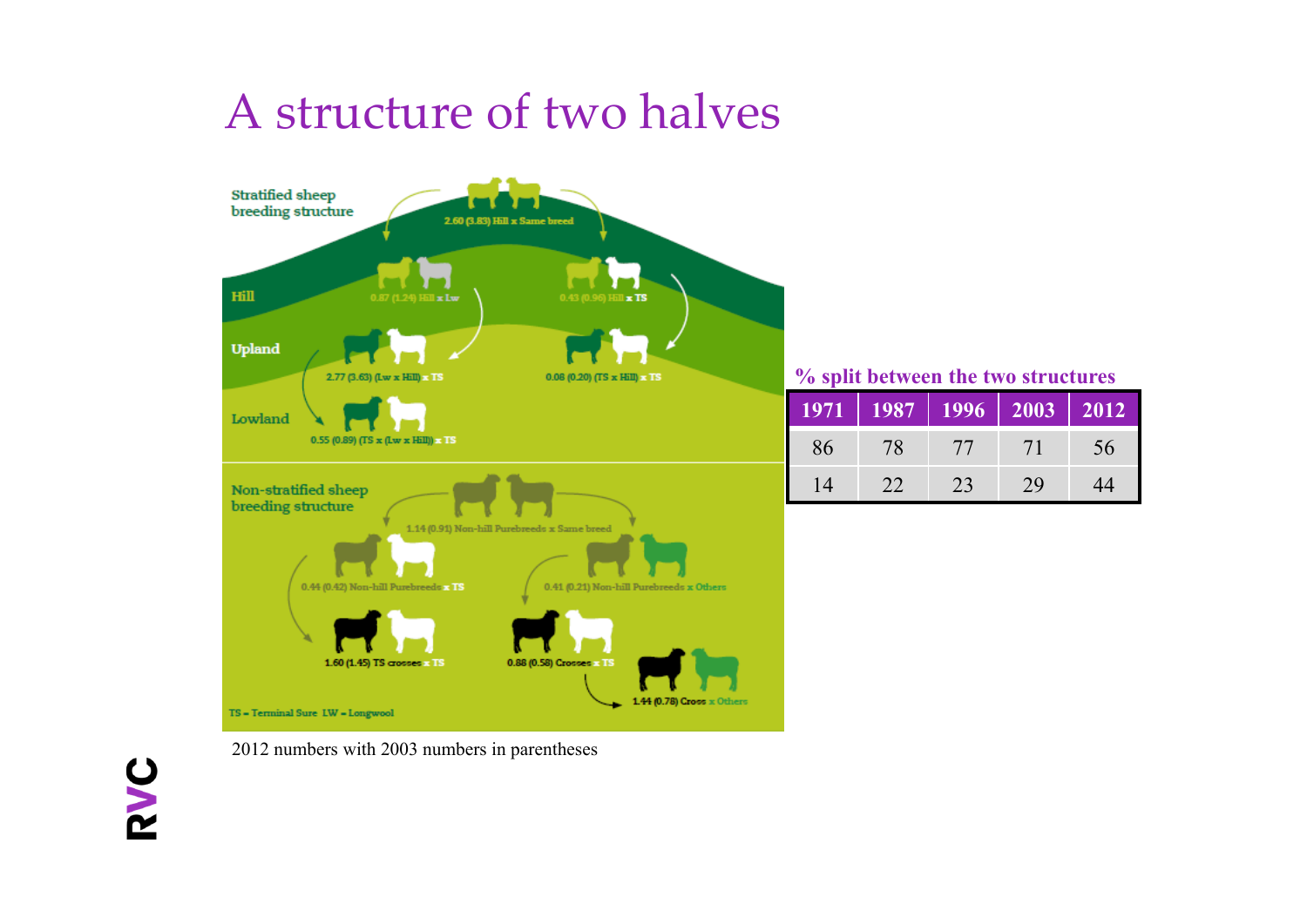# A structure of two halves

**Stratified sheep breeding structure**

2.60 (3.83) Hill x Same breed

Hill

0.87 (1.24) Hill x Lw

0.43 (0.96) Hill x TS

Upland

2.77 (3.63) (Lw x Hill) x TS

0.08 (0.20) (TS x Hill) x TS

Lowland

0.55 (0.89) (TS x (Lw x Hill)) x TS

**Non-stratified sheep breeding structure**

1.14 (0.91) Non-hill Purebreeds x Same breed

0.44 (0.42) Non-hill Purebreeds x TS

0.41 (0.21) Non-hill Purebreeds x Others

1.60 (1.45) TS crosses x TS

0.88 (0.58) Crosses x TS

1.44 (0.78) Cross x Others

TS = Terminal Sure LW = Longwool

2012 numbers with 2003 numbers in parentheses

**% split between the two structures**

| 1971 | 1987 | 1996 | 2003 | 2012 |
|---|---|---|---|---|
| 86 | 78 | 77 | 71 | 56 |
| 14 | 22 | 23 | 29 | 44 |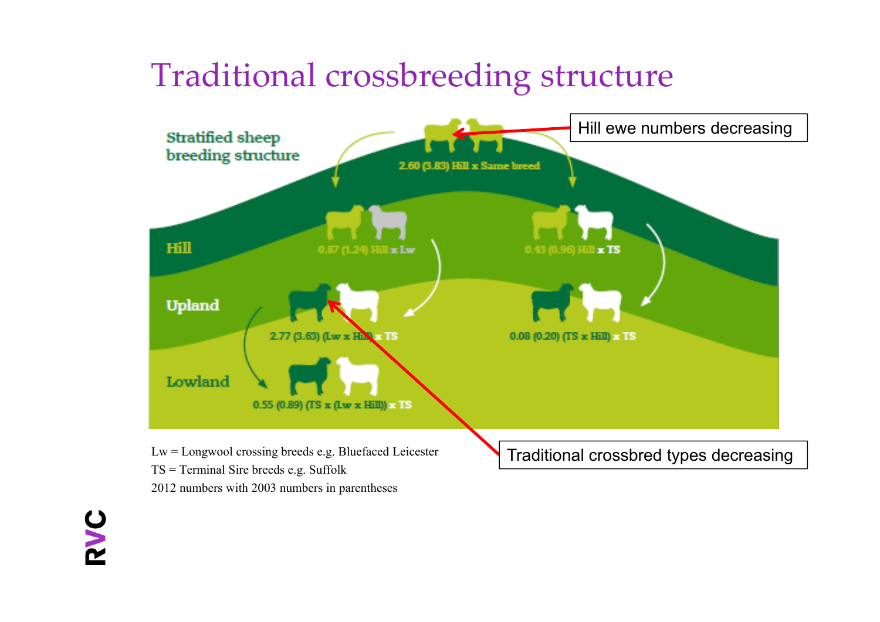# Traditional crossbreeding structure

Stratified sheep breeding structure

Hill

Upland

Lowland

2.60 (3.83) Hill x Same breed

0.87 (1.24) Hill x Lw

0.43 (0.96) Hill x TS

2.77 (3.63) (Lw x Hill) x TS

0.08 (0.20) (TS x Hill) x TS

0.55 (0.89) (TS x (Lw x Hill)) x TS

Hill ewe numbers decreasing

Traditional crossbred types decreasing

Lw = Longwool crossing breeds e.g. Bluefaced Leicester
TS = Terminal Sire breeds e.g. Suffolk
2012 numbers with 2003 numbers in parentheses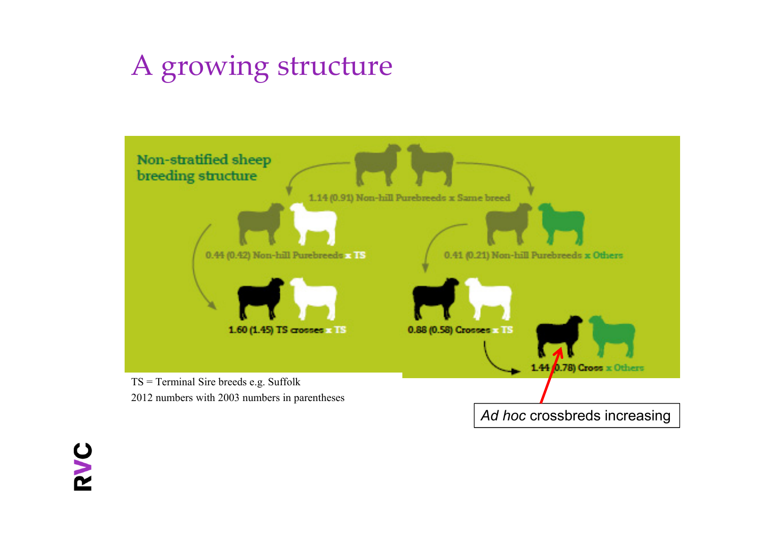# A growing structure

Non-stratified sheep breeding structure

1.14 (0.91) Non-hill Purebreeds x Same breed

0.44 (0.42) Non-hill Purebreeds x TS

0.41 (0.21) Non-hill Purebreeds x Others

1.60 (1.45) TS crosses x TS

0.88 (0.58) Crosses x TS

1.44 (0.78) Cross x Others

TS = Terminal Sire breeds e.g. Suffolk

2012 numbers with 2003 numbers in parentheses

*Ad hoc* crossbreds increasing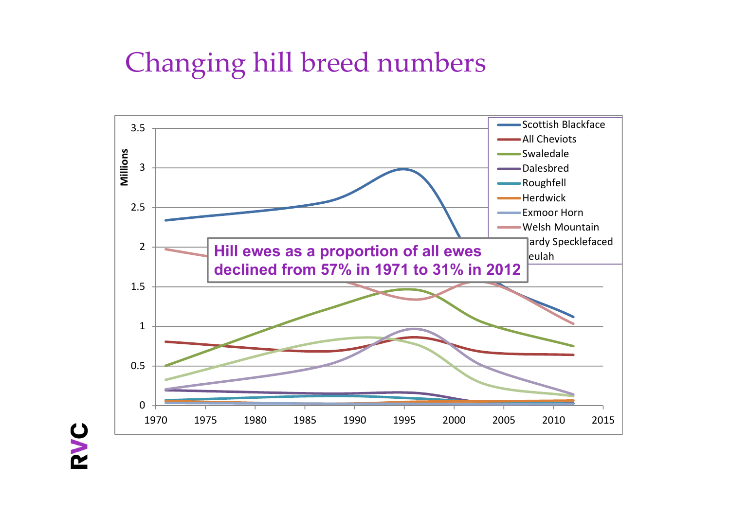# Changing hill breed numbers

Hill ewes as a proportion of all ewes declined from 57% in 1971 to 31% in 2012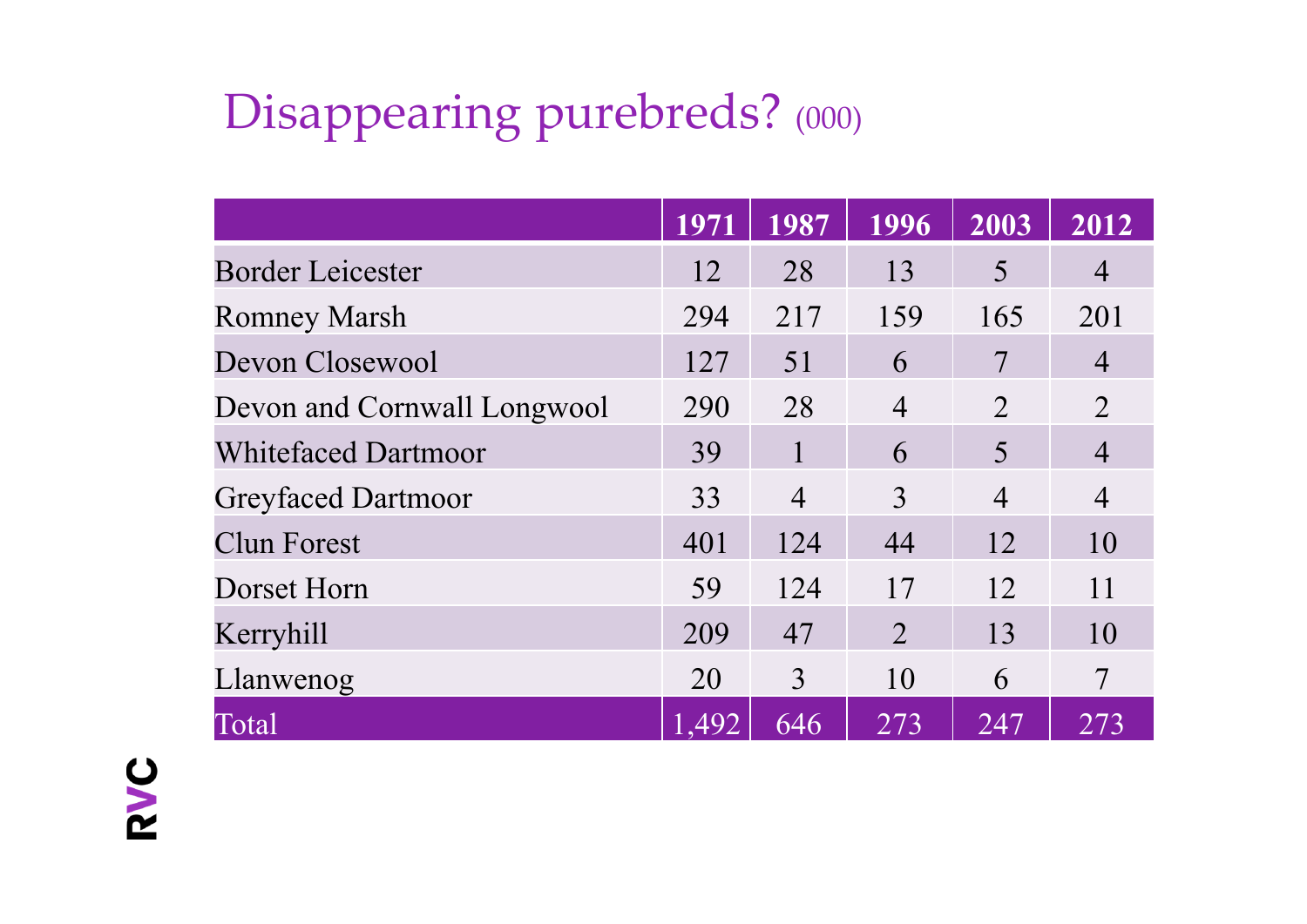# Disappearing purebreds? (000)

| | 1971 | 1987 | 1996 | 2003 | 2012 |
|---|---|---|---|---|---|
| Border Leicester | 12 | 28 | 13 | 5 | 4 |
| Romney Marsh | 294 | 217 | 159 | 165 | 201 |
| Devon Closewool | 127 | 51 | 6 | 7 | 4 |
| Devon and Cornwall Longwool | 290 | 28 | 4 | 2 | 2 |
| Whitefaced Dartmoor | 39 | 1 | 6 | 5 | 4 |
| Greyfaced Dartmoor | 33 | 4 | 3 | 4 | 4 |
| Clun Forest | 401 | 124 | 44 | 12 | 10 |
| Dorset Horn | 59 | 124 | 17 | 12 | 11 |
| Kerryhill | 209 | 47 | 2 | 13 | 10 |
| Llanwenog | 20 | 3 | 10 | 6 | 7 |
| Total | 1,492 | 646 | 273 | 247 | 273 |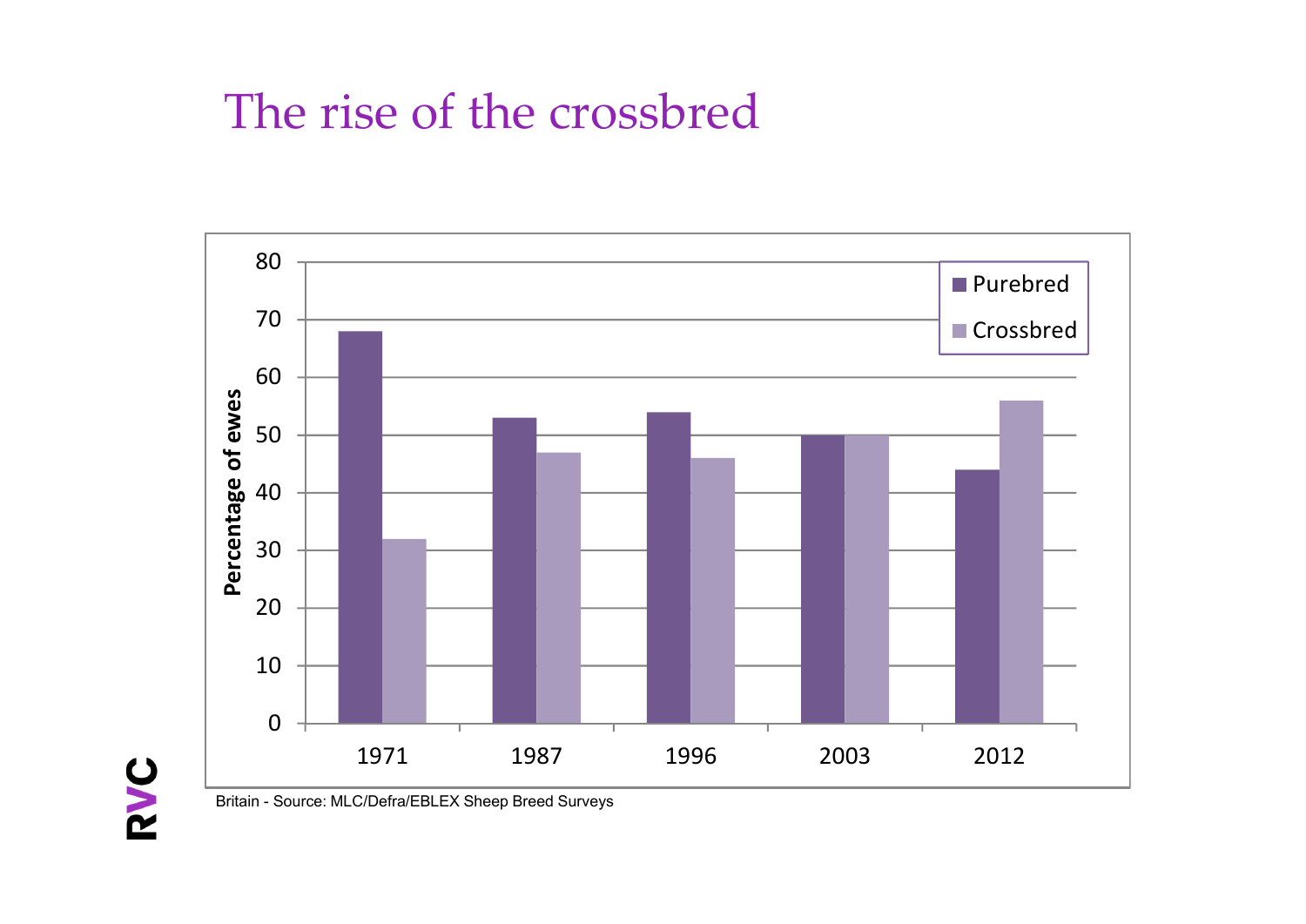# The rise of the crossbred

| Year | Purebred | Crossbred |
|---|---|---|
| 1971 | 68 | 32 |
| 1987 | 53 | 47 |
| 1996 | 54 | 46 |
| 2003 | 50 | 50 |
| 2012 | 44 | 56 |

Percentage of ewes

Britain - Source: MLC/Defra/EBLEX Sheep Breed Surveys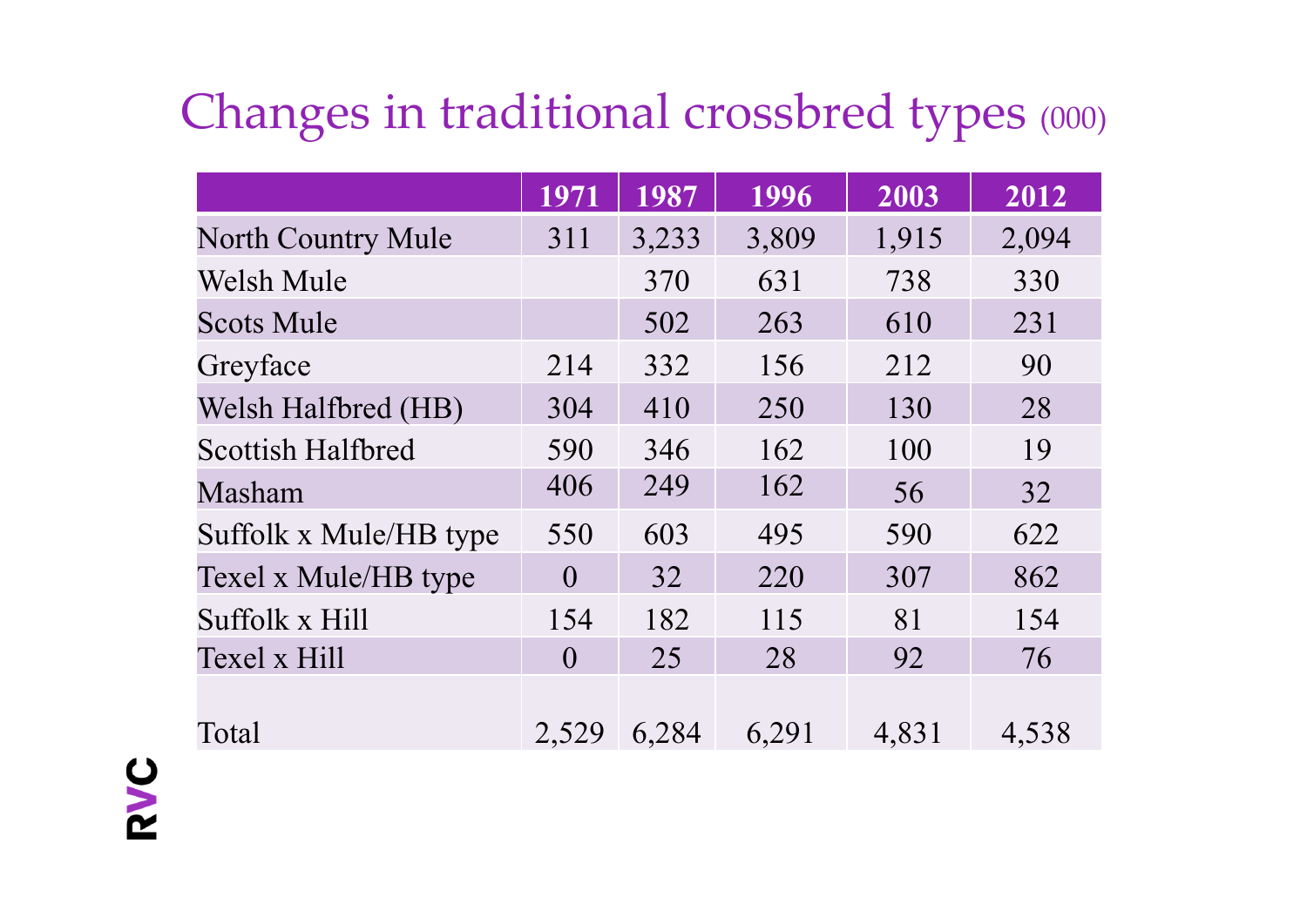# Changes in traditional crossbred types (000)

| | 1971 | 1987 | 1996 | 2003 | 2012 |
|---|---|---|---|---|---|
| North Country Mule | 311 | 3,233 | 3,809 | 1,915 | 2,094 |
| Welsh Mule | | 370 | 631 | 738 | 330 |
| Scots Mule | | 502 | 263 | 610 | 231 |
| Greyface | 214 | 332 | 156 | 212 | 90 |
| Welsh Halfbred (HB) | 304 | 410 | 250 | 130 | 28 |
| Scottish Halfbred | 590 | 346 | 162 | 100 | 19 |
| Masham | 406 | 249 | 162 | 56 | 32 |
| Suffolk x Mule/HB type | 550 | 603 | 495 | 590 | 622 |
| Texel x Mule/HB type | 0 | 32 | 220 | 307 | 862 |
| Suffolk x Hill | 154 | 182 | 115 | 81 | 154 |
| Texel x Hill | 0 | 25 | 28 | 92 | 76 |
| Total | 2,529 | 6,284 | 6,291 | 4,831 | 4,538 |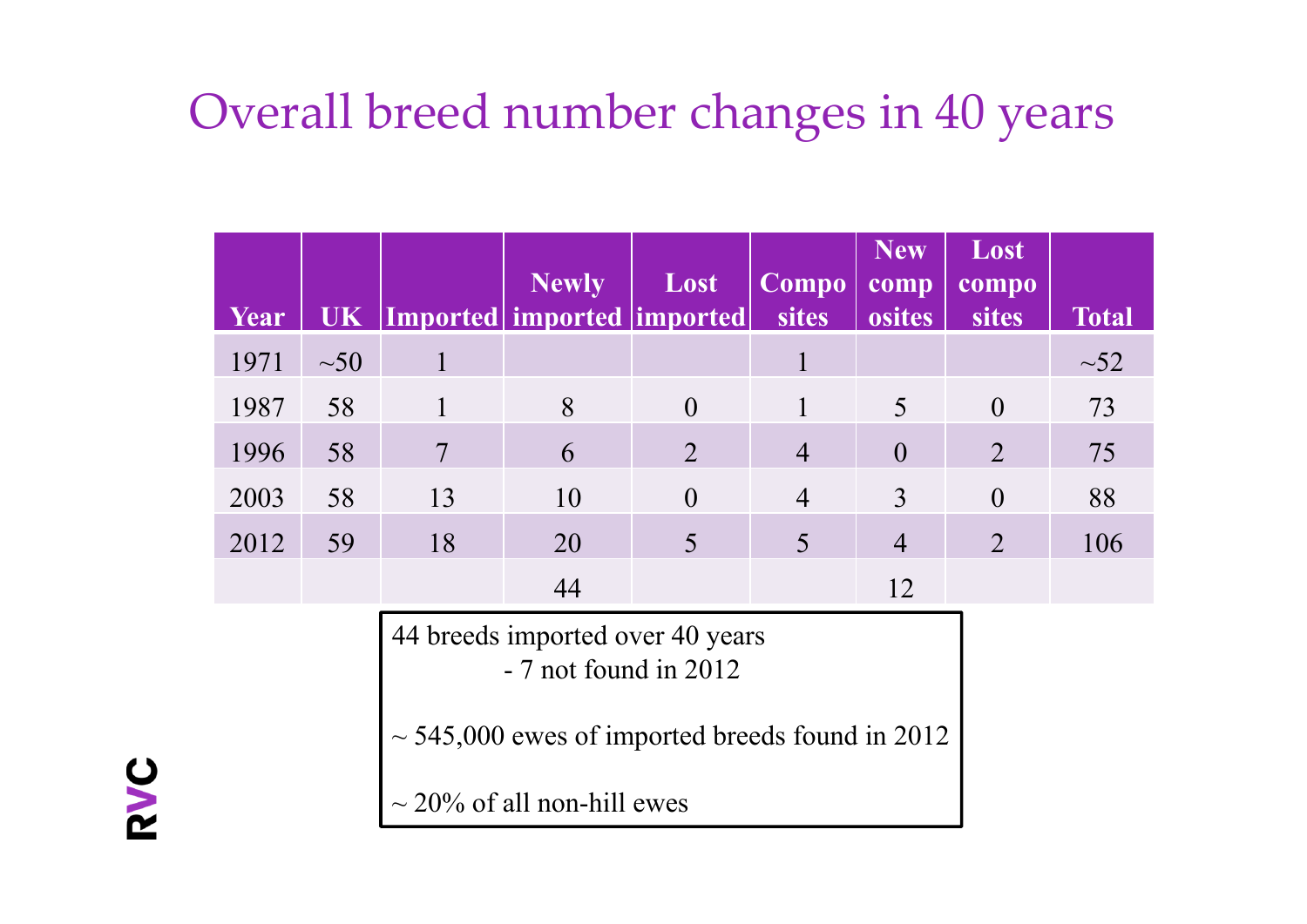# Overall breed number changes in 40 years

| Year | UK | Imported | Newly imported | Lost imported | Composites | New composites | Lost composites | Total |
|---|---|---|---|---|---|---|---|---|
| 1971 | ~50 | 1 | | | 1 | | | ~52 |
| 1987 | 58 | 1 | 8 | 0 | 1 | 5 | 0 | 73 |
| 1996 | 58 | 7 | 6 | 2 | 4 | 0 | 2 | 75 |
| 2003 | 58 | 13 | 10 | 0 | 4 | 3 | 0 | 88 |
| 2012 | 59 | 18 | 20 | 5 | 5 | 4 | 2 | 106 |
| | | | 44 | | | 12 | | |

44 breeds imported over 40 years
- 7 not found in 2012

~ 545,000 ewes of imported breeds found in 2012

~ 20% of all non-hill ewes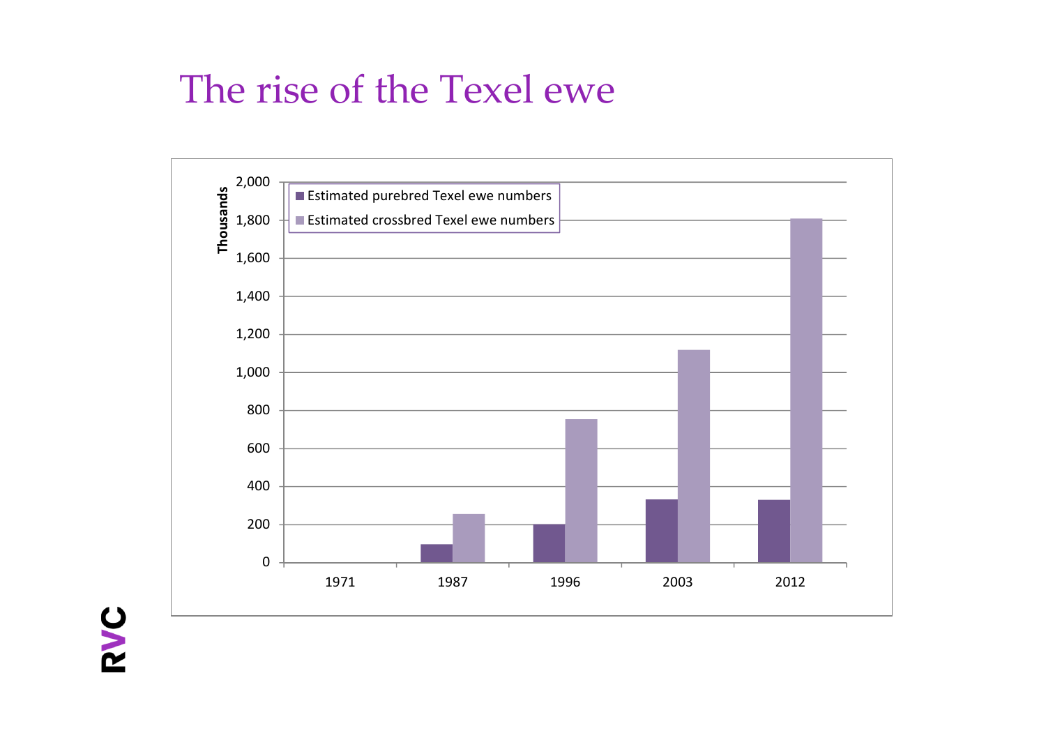# The rise of the Texel ewe

Thousands

| | Estimated purebred Texel ewe numbers | Estimated crossbred Texel ewe numbers |
|---|---|---|
| 1971 | | |
| 1987 | ~95 | ~255 |
| 1996 | ~200 | ~755 |
| 2003 | ~330 | ~1,120 |
| 2012 | ~330 | ~1,810 |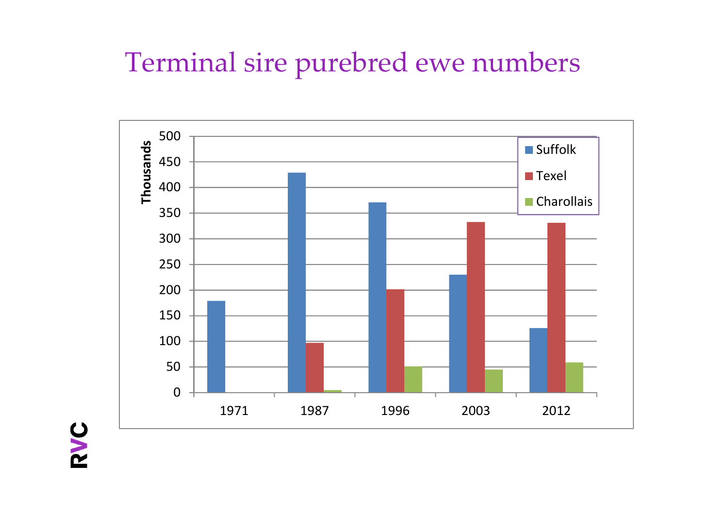# Terminal sire purebred ewe numbers

Thousands

| | Suffolk | Texel | Charollais |
|---|---|---|---|
| 1971 | 178 | | |
| 1987 | 428 | 97 | 5 |
| 1996 | 370 | 201 | 51 |
| 2003 | 229 | 332 | 45 |
| 2012 | 125 | 331 | 59 |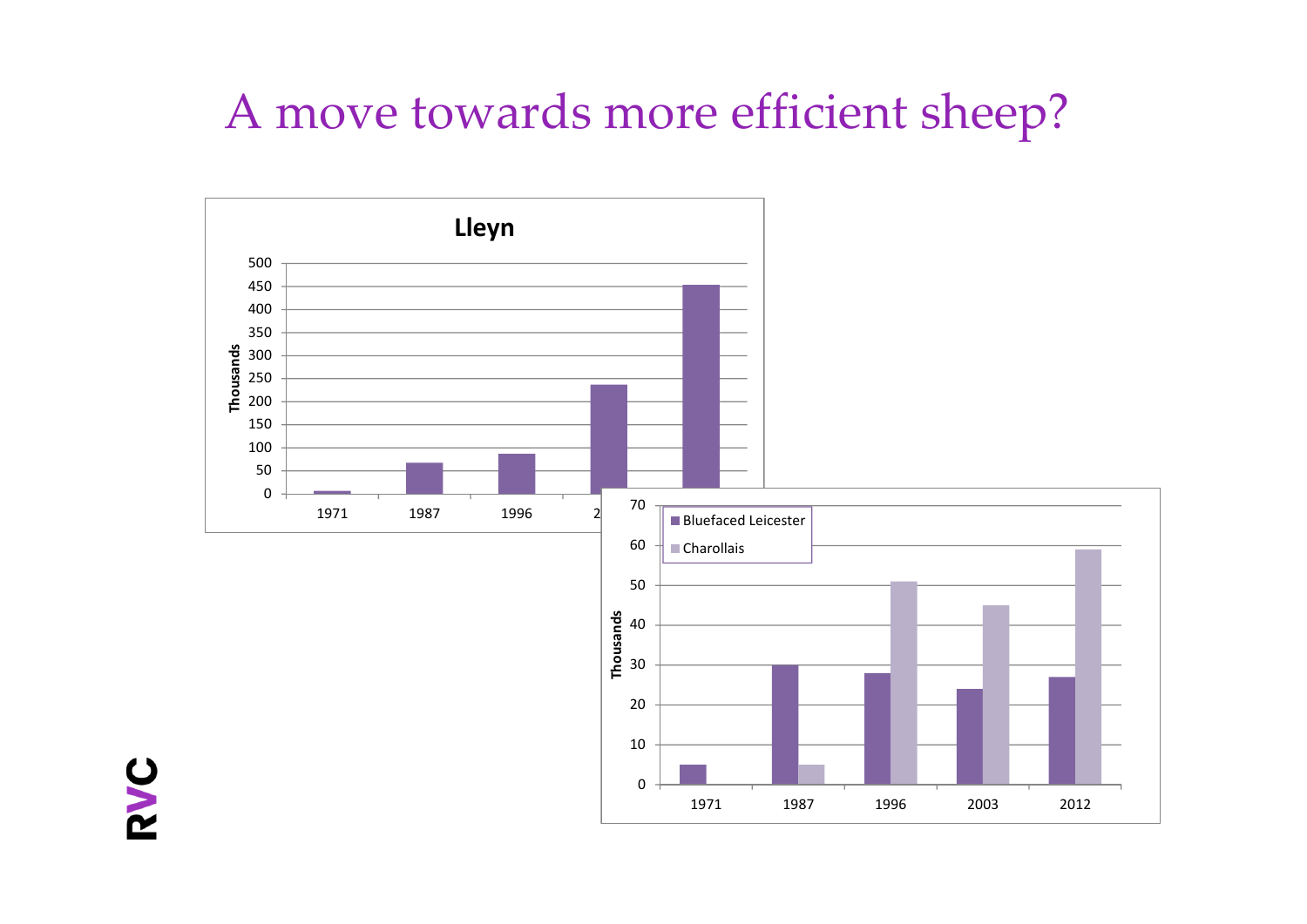# A move towards more efficient sheep?

**Lleyn**

| Year | Thousands |
| --- | --- |
| 1971 | 5 |
| 1987 | 67 |
| 1996 | 87 |
| 2003 | 237 |
| 2012 | 454 |

| Year | Bluefaced Leicester (Thousands) | Charollais (Thousands) |
| --- | --- | --- |
| 1971 | 5 | |
| 1987 | 30 | 5 |
| 1996 | 28 | 51 |
| 2003 | 24 | 45 |
| 2012 | 27 | 59 |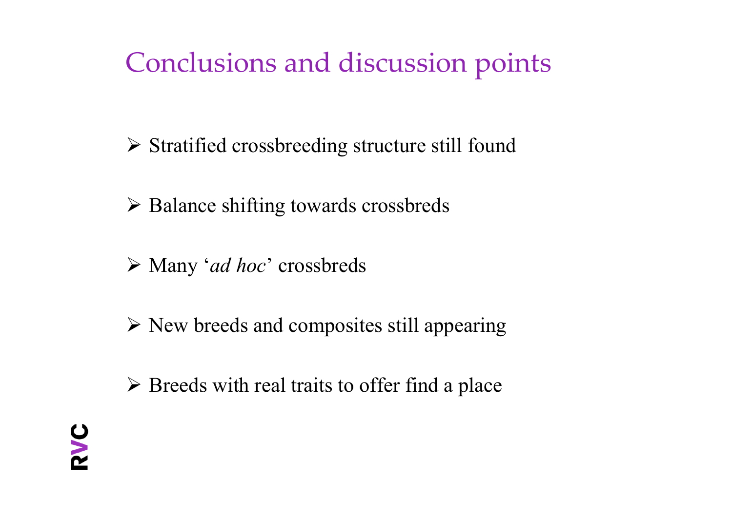# Conclusions and discussion points

- Stratified crossbreeding structure still found
- Balance shifting towards crossbreds
- Many '*ad hoc*' crossbreds
- New breeds and composites still appearing
- Breeds with real traits to offer find a place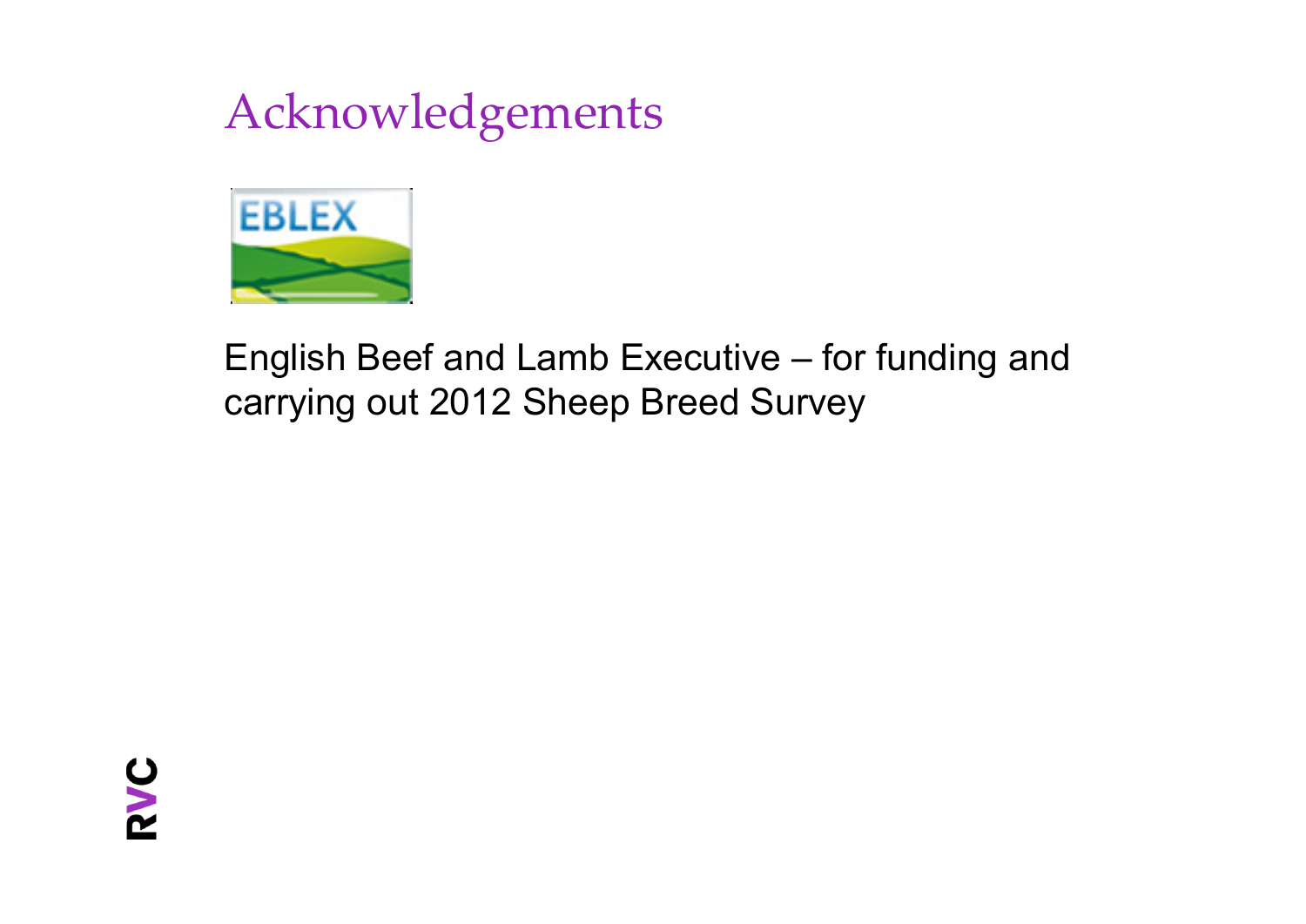# Acknowledgements

English Beef and Lamb Executive – for funding and carrying out 2012 Sheep Breed Survey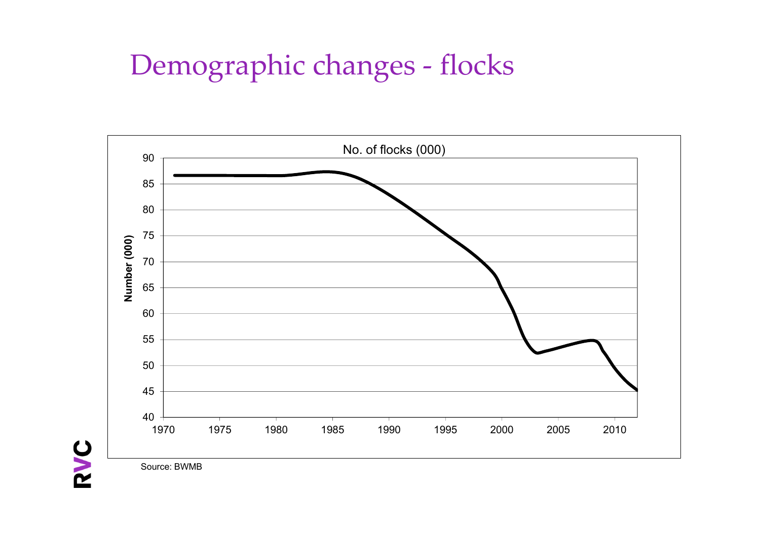# Demographic changes - flocks

No. of flocks (000)

Number (000)

90
85
80
75
70
65
60
55
50
45
40

1970 1975 1980 1985 1990 1995 2000 2005 2010

Source: BWMB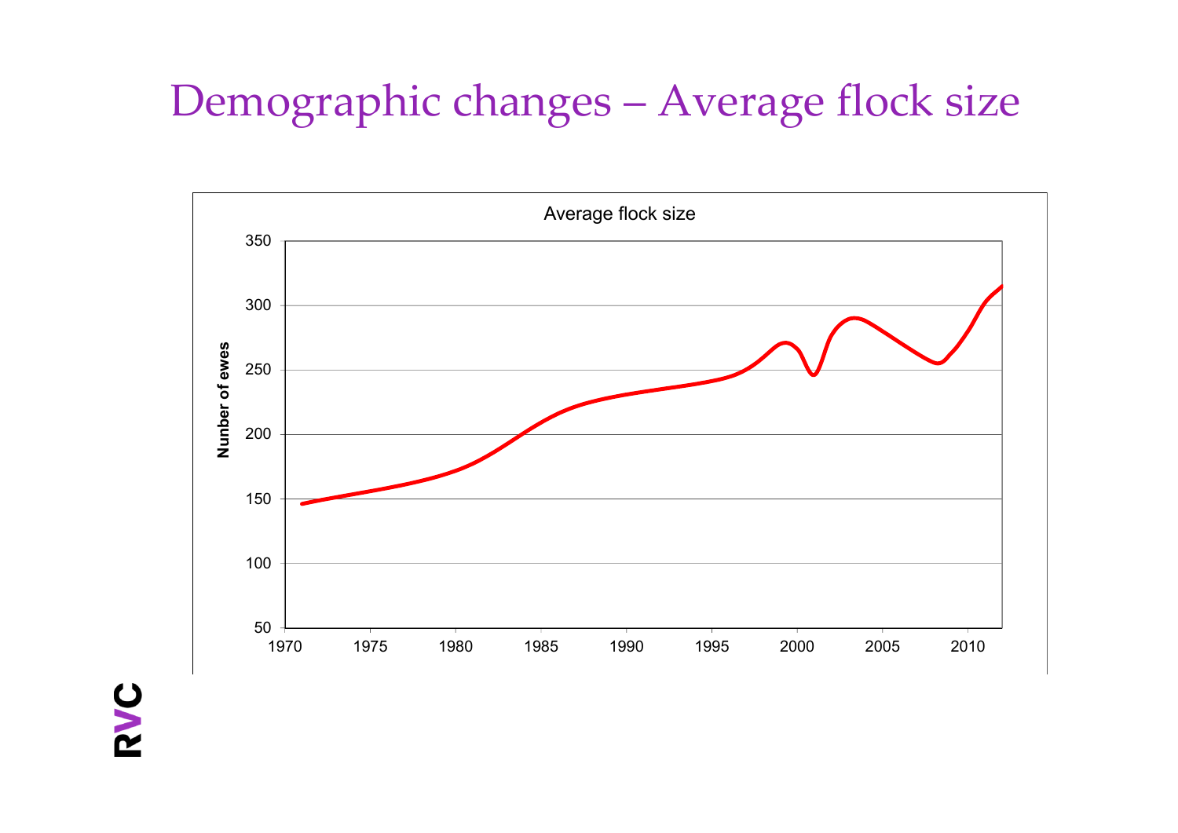# Demographic changes – Average flock size

Average flock size

Nunber of ewes

350
300
250
200
150
100
50

1970 1975 1980 1985 1990 1995 2000 2005 2010

RVC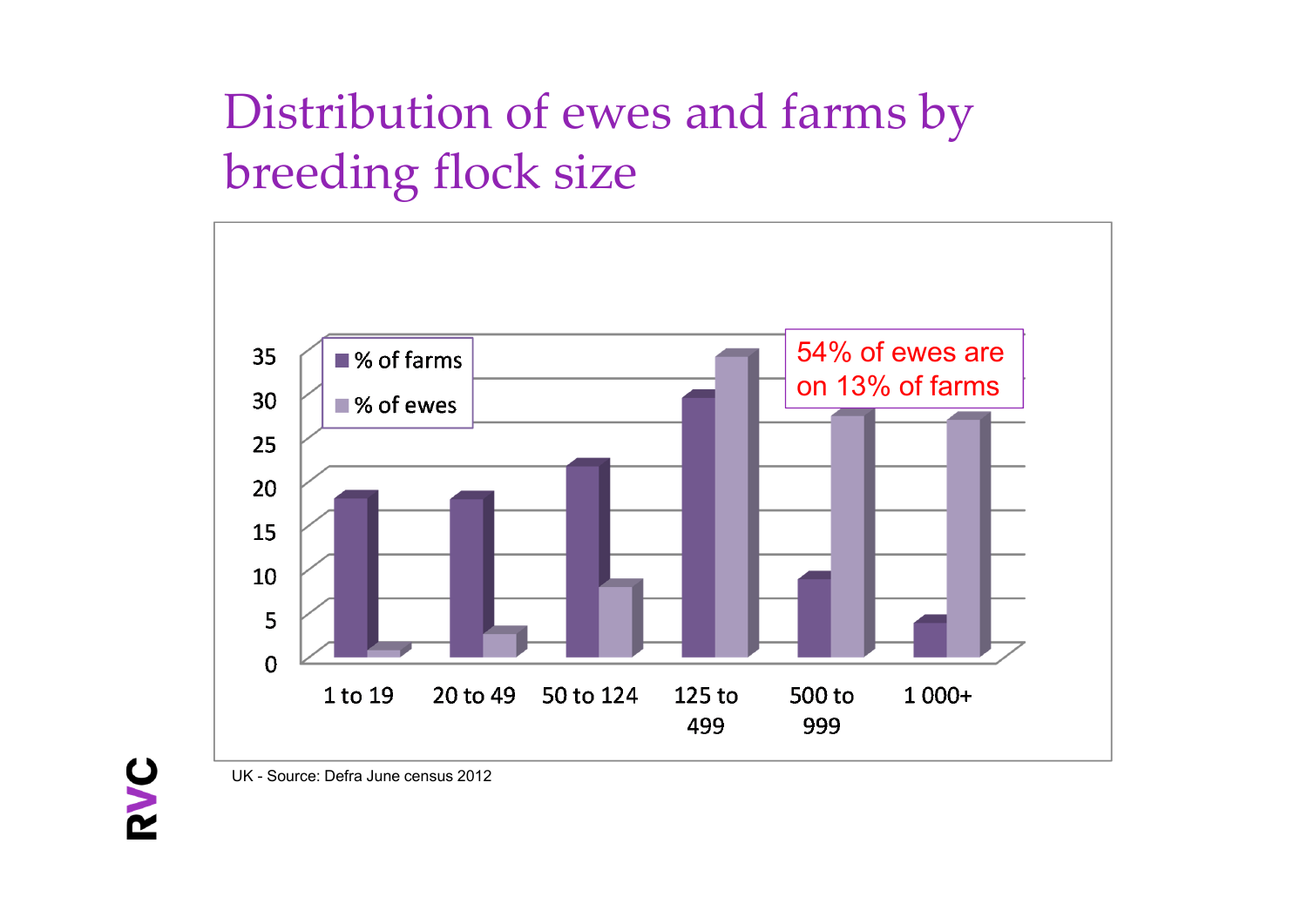# Distribution of ewes and farms by breeding flock size

% of farms
% of ewes

54% of ewes are on 13% of farms

35
30
25
20
15
10
5
0

1 to 19
20 to 49
50 to 124
125 to 499
500 to 999
1 000+

UK - Source: Defra June census 2012